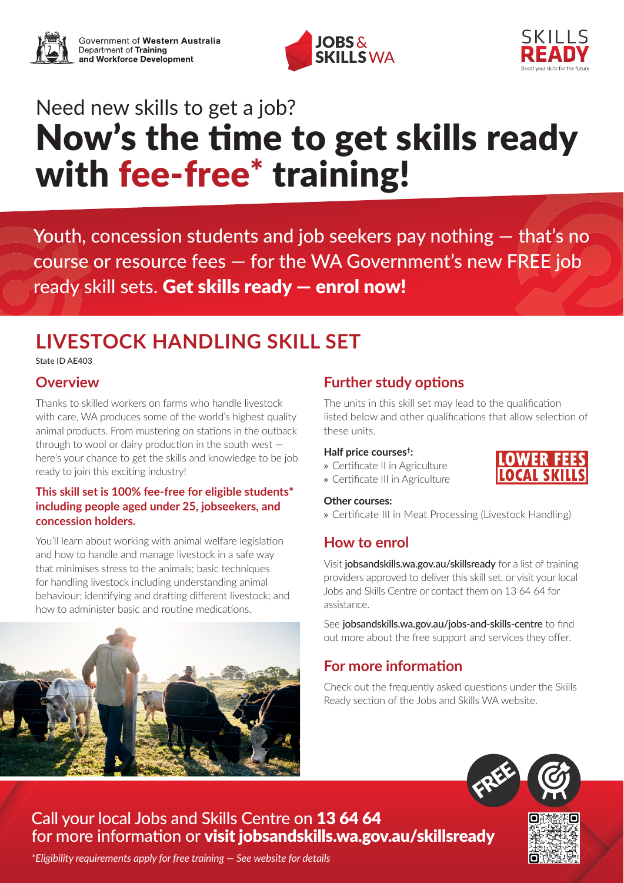Government of **Western Australia**
Department of **Training and Workforce Development**

JOBS & SKILLS WA

SKILLS READY
Boost your skills for the future

Need new skills to get a job?

# Now's the time to get skills ready with fee-free* training!

Youth, concession students and job seekers pay nothing — that's no course or resource fees — for the WA Government's new FREE job ready skill sets. **Get skills ready — enrol now!**

## LIVESTOCK HANDLING SKILL SET

State ID AE403

### Overview

Thanks to skilled workers on farms who handle livestock with care, WA produces some of the world's highest quality animal products. From mustering on stations in the outback through to wool or dairy production in the south west — here's your chance to get the skills and knowledge to be job ready to join this exciting industry!

**This skill set is 100% fee-free for eligible students* including people aged under 25, jobseekers, and concession holders.**

You'll learn about working with animal welfare legislation and how to handle and manage livestock in a safe way that minimises stress to the animals; basic techniques for handling livestock including understanding animal behaviour; identifying and drafting different livestock; and how to administer basic and routine medications.

### Further study options

The units in this skill set may lead to the qualification listed below and other qualifications that allow selection of these units.

**Half price courses†:**

- Certificate II in Agriculture
- Certificate III in Agriculture

LOWER FEES LOCAL SKILLS

**Other courses:**

- Certificate III in Meat Processing (Livestock Handling)

### How to enrol

Visit **jobsandskills.wa.gov.au/skillsready** for a list of training providers approved to deliver this skill set, or visit your local Jobs and Skills Centre or contact them on 13 64 64 for assistance.

See **jobsandskills.wa.gov.au/jobs-and-skills-centre** to find out more about the free support and services they offer.

### For more information

Check out the frequently asked questions under the Skills Ready section of the Jobs and Skills WA website.

FREE

Call your local Jobs and Skills Centre on **13 64 64** for more information or **visit jobsandskills.wa.gov.au/skillsready**

*\*Eligibility requirements apply for free training — See website for details*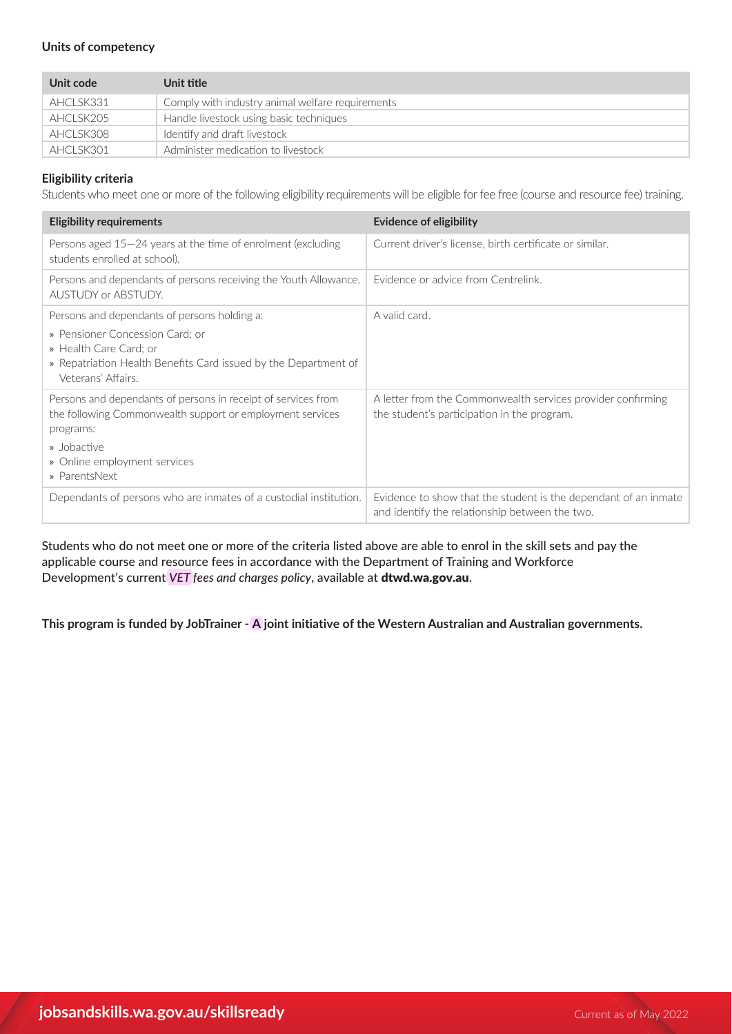**Units of competency**

| Unit code | Unit title |
| --- | --- |
| AHCLSK331 | Comply with industry animal welfare requirements |
| AHCLSK205 | Handle livestock using basic techniques |
| AHCLSK308 | Identify and draft livestock |
| AHCLSK301 | Administer medication to livestock |

**Eligibility criteria**

Students who meet one or more of the following eligibility requirements will be eligible for fee free (course and resource fee) training.

| Eligibility requirements | Evidence of eligibility |
| --- | --- |
| Persons aged 15—24 years at the time of enrolment (excluding students enrolled at school). | Current driver's license, birth certificate or similar. |
| Persons and dependants of persons receiving the Youth Allowance, AUSTUDY or ABSTUDY. | Evidence or advice from Centrelink. |
| Persons and dependants of persons holding a: » Pensioner Concession Card; or » Health Care Card; or » Repatriation Health Benefits Card issued by the Department of Veterans' Affairs. | A valid card. |
| Persons and dependants of persons in receipt of services from the following Commonwealth support or employment services programs: » Jobactive » Online employment services » ParentsNext | A letter from the Commonwealth services provider confirming the student's participation in the program. |
| Dependants of persons who are inmates of a custodial institution. | Evidence to show that the student is the dependant of an inmate and identify the relationship between the two. |

Students who do not meet one or more of the criteria listed above are able to enrol in the skill sets and pay the applicable course and resource fees in accordance with the Department of Training and Workforce Development's current *VET fees and charges policy*, available at **dtwd.wa.gov.au**.

**This program is funded by JobTrainer - A joint initiative of the Western Australian and Australian governments.**

**jobsandskills.wa.gov.au/skillsready**

Current as of May 2022